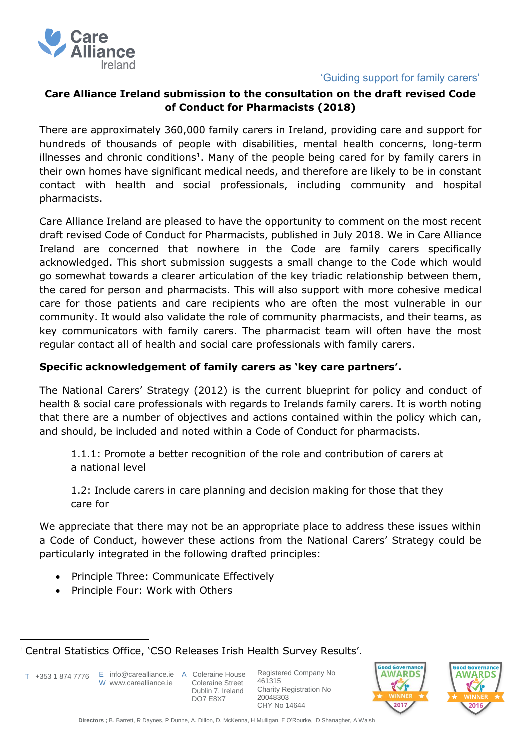Care Alliance Ireland

'Guiding support for family carers'

## Care Alliance Ireland submission to the consultation on the draft revised Code of Conduct for Pharmacists (2018)

There are approximately 360,000 family carers in Ireland, providing care and support for hundreds of thousands of people with disabilities, mental health concerns, long-term illnesses and chronic conditions[1]. Many of the people being cared for by family carers in their own homes have significant medical needs, and therefore are likely to be in constant contact with health and social professionals, including community and hospital pharmacists.

Care Alliance Ireland are pleased to have the opportunity to comment on the most recent draft revised Code of Conduct for Pharmacists, published in July 2018. We in Care Alliance Ireland are concerned that nowhere in the Code are family carers specifically acknowledged. This short submission suggests a small change to the Code which would go somewhat towards a clearer articulation of the key triadic relationship between them, the cared for person and pharmacists. This will also support with more cohesive medical care for those patients and care recipients who are often the most vulnerable in our community. It would also validate the role of community pharmacists, and their teams, as key communicators with family carers. The pharmacist team will often have the most regular contact all of health and social care professionals with family carers.

### Specific acknowledgement of family carers as 'key care partners'.

The National Carers' Strategy (2012) is the current blueprint for policy and conduct of health & social care professionals with regards to Irelands family carers. It is worth noting that there are a number of objectives and actions contained within the policy which can, and should, be included and noted within a Code of Conduct for pharmacists.

> 1.1.1: Promote a better recognition of the role and contribution of carers at a national level
>
> 1.2: Include carers in care planning and decision making for those that they care for

We appreciate that there may not be an appropriate place to address these issues within a Code of Conduct, however these actions from the National Carers' Strategy could be particularly integrated in the following drafted principles:

- Principle Three: Communicate Effectively
- Principle Four: Work with Others

---

[1] Central Statistics Office, 'CSO Releases Irish Health Survey Results'.

T +353 1 874 7776 E info@carealliance.ie W www.carealliance.ie A Coleraine House Coleraine Street Dublin 7, Ireland DO7 E8X7 Registered Company No 461315 Charity Registration No 20048303 CHY No 14644

Good Governance AWARDS WINNER 2017 Good Governance AWARDS WINNER 2016

**Directors ;** B. Barrett, R Daynes, P Dunne, A. Dillon, D. McKenna, H Mulligan, F O'Rourke, D Shanagher, A Walsh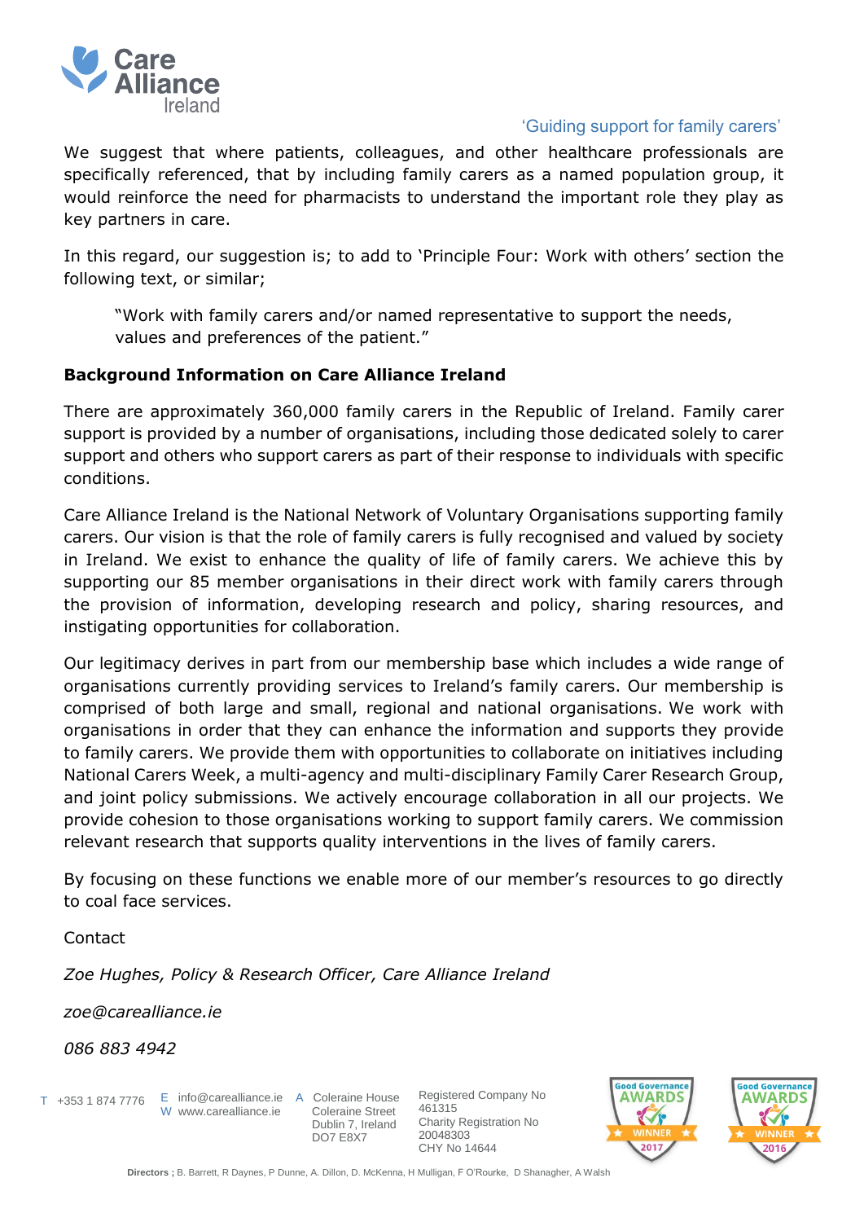We suggest that where patients, colleagues, and other healthcare professionals are specifically referenced, that by including family carers as a named population group, it would reinforce the need for pharmacists to understand the important role they play as key partners in care.

In this regard, our suggestion is; to add to 'Principle Four: Work with others' section the following text, or similar;

> "Work with family carers and/or named representative to support the needs, values and preferences of the patient."

**Background Information on Care Alliance Ireland**

There are approximately 360,000 family carers in the Republic of Ireland. Family carer support is provided by a number of organisations, including those dedicated solely to carer support and others who support carers as part of their response to individuals with specific conditions.

Care Alliance Ireland is the National Network of Voluntary Organisations supporting family carers. Our vision is that the role of family carers is fully recognised and valued by society in Ireland. We exist to enhance the quality of life of family carers. We achieve this by supporting our 85 member organisations in their direct work with family carers through the provision of information, developing research and policy, sharing resources, and instigating opportunities for collaboration.

Our legitimacy derives in part from our membership base which includes a wide range of organisations currently providing services to Ireland's family carers. Our membership is comprised of both large and small, regional and national organisations. We work with organisations in order that they can enhance the information and supports they provide to family carers. We provide them with opportunities to collaborate on initiatives including National Carers Week, a multi-agency and multi-disciplinary Family Carer Research Group, and joint policy submissions. We actively encourage collaboration in all our projects. We provide cohesion to those organisations working to support family carers. We commission relevant research that supports quality interventions in the lives of family carers.

By focusing on these functions we enable more of our member's resources to go directly to coal face services.

Contact

*Zoe Hughes, Policy & Research Officer, Care Alliance Ireland*

*zoe@carealliance.ie*

*086 883 4942*